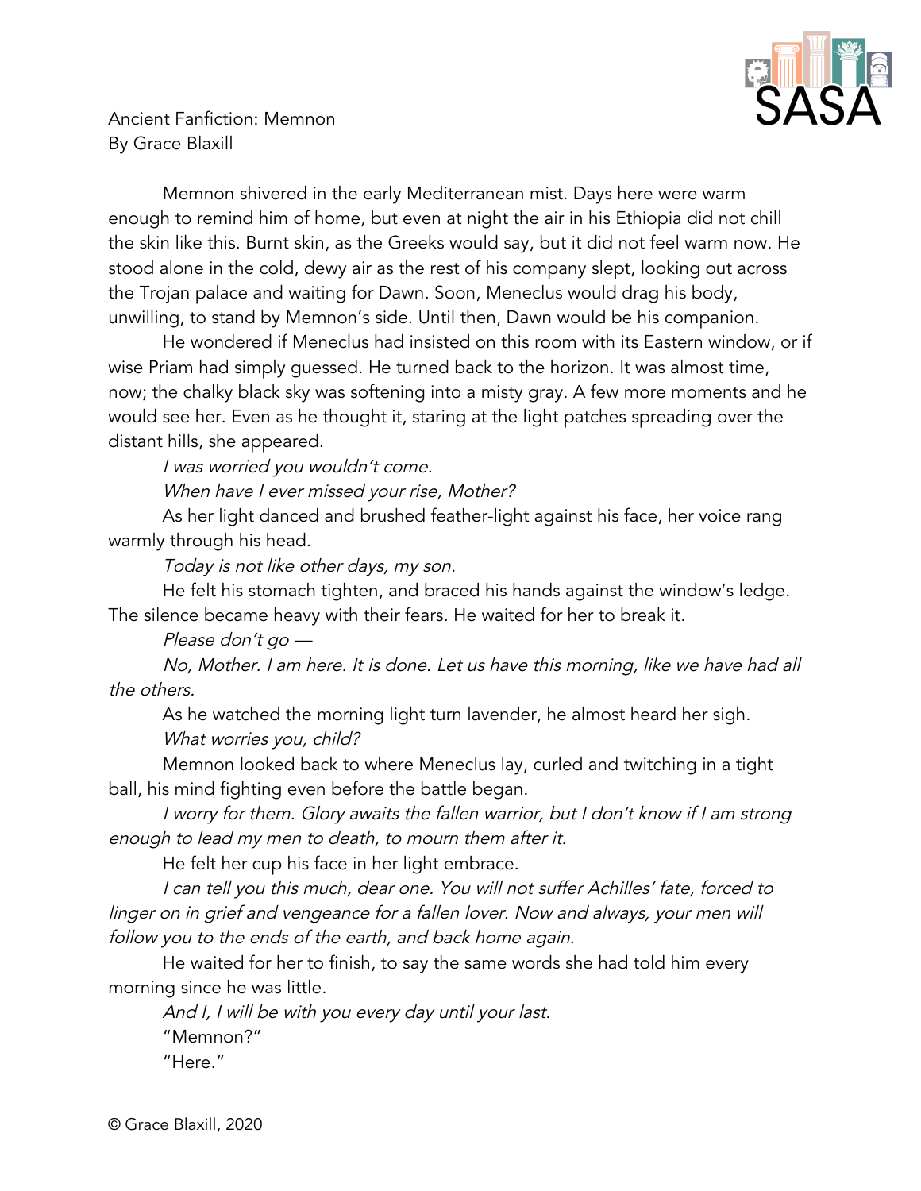Ancient Fanfiction: Memnon
By Grace Blaxill

Memnon shivered in the early Mediterranean mist. Days here were warm enough to remind him of home, but even at night the air in his Ethiopia did not chill the skin like this. Burnt skin, as the Greeks would say, but it did not feel warm now. He stood alone in the cold, dewy air as the rest of his company slept, looking out across the Trojan palace and waiting for Dawn. Soon, Meneclus would drag his body, unwilling, to stand by Memnon's side. Until then, Dawn would be his companion.

He wondered if Meneclus had insisted on this room with its Eastern window, or if wise Priam had simply guessed. He turned back to the horizon. It was almost time, now; the chalky black sky was softening into a misty gray. A few more moments and he would see her. Even as he thought it, staring at the light patches spreading over the distant hills, she appeared.

*I was worried you wouldn't come.*

*When have I ever missed your rise, Mother?*

As her light danced and brushed feather-light against his face, her voice rang warmly through his head.

*Today is not like other days, my son.*

He felt his stomach tighten, and braced his hands against the window's ledge. The silence became heavy with their fears. He waited for her to break it.

*Please don't go —*

*No, Mother. I am here. It is done. Let us have this morning, like we have had all the others.*

As he watched the morning light turn lavender, he almost heard her sigh.

*What worries you, child?*

Memnon looked back to where Meneclus lay, curled and twitching in a tight ball, his mind fighting even before the battle began.

*I worry for them. Glory awaits the fallen warrior, but I don't know if I am strong enough to lead my men to death, to mourn them after it.*

He felt her cup his face in her light embrace.

*I can tell you this much, dear one. You will not suffer Achilles' fate, forced to linger on in grief and vengeance for a fallen lover. Now and always, your men will follow you to the ends of the earth, and back home again.*

He waited for her to finish, to say the same words she had told him every morning since he was little.

*And I, I will be with you every day until your last.*

"Memnon?"

"Here."

© Grace Blaxill, 2020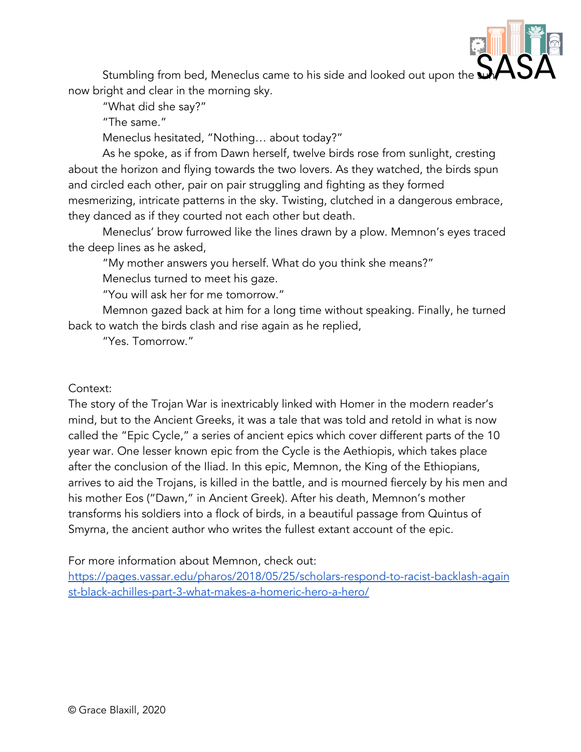Stumbling from bed, Meneclus came to his side and looked out upon the sun, now bright and clear in the morning sky.

"What did she say?"

"The same."

Meneclus hesitated, "Nothing… about today?"

As he spoke, as if from Dawn herself, twelve birds rose from sunlight, cresting about the horizon and flying towards the two lovers. As they watched, the birds spun and circled each other, pair on pair struggling and fighting as they formed mesmerizing, intricate patterns in the sky. Twisting, clutched in a dangerous embrace, they danced as if they courted not each other but death.

Meneclus' brow furrowed like the lines drawn by a plow. Memnon's eyes traced the deep lines as he asked,

"My mother answers you herself. What do you think she means?"

Meneclus turned to meet his gaze.

"You will ask her for me tomorrow."

Memnon gazed back at him for a long time without speaking. Finally, he turned back to watch the birds clash and rise again as he replied,

"Yes. Tomorrow."

Context:
The story of the Trojan War is inextricably linked with Homer in the modern reader's mind, but to the Ancient Greeks, it was a tale that was told and retold in what is now called the "Epic Cycle," a series of ancient epics which cover different parts of the 10 year war. One lesser known epic from the Cycle is the Aethiopis, which takes place after the conclusion of the Iliad. In this epic, Memnon, the King of the Ethiopians, arrives to aid the Trojans, is killed in the battle, and is mourned fiercely by his men and his mother Eos ("Dawn," in Ancient Greek). After his death, Memnon's mother transforms his soldiers into a flock of birds, in a beautiful passage from Quintus of Smyrna, the ancient author who writes the fullest extant account of the epic.

For more information about Memnon, check out:
[https://pages.vassar.edu/pharos/2018/05/25/scholars-respond-to-racist-backlash-against-black-achilles-part-3-what-makes-a-homeric-hero-a-hero/](https://pages.vassar.edu/pharos/2018/05/25/scholars-respond-to-racist-backlash-against-black-achilles-part-3-what-makes-a-homeric-hero-a-hero/)

© Grace Blaxill, 2020